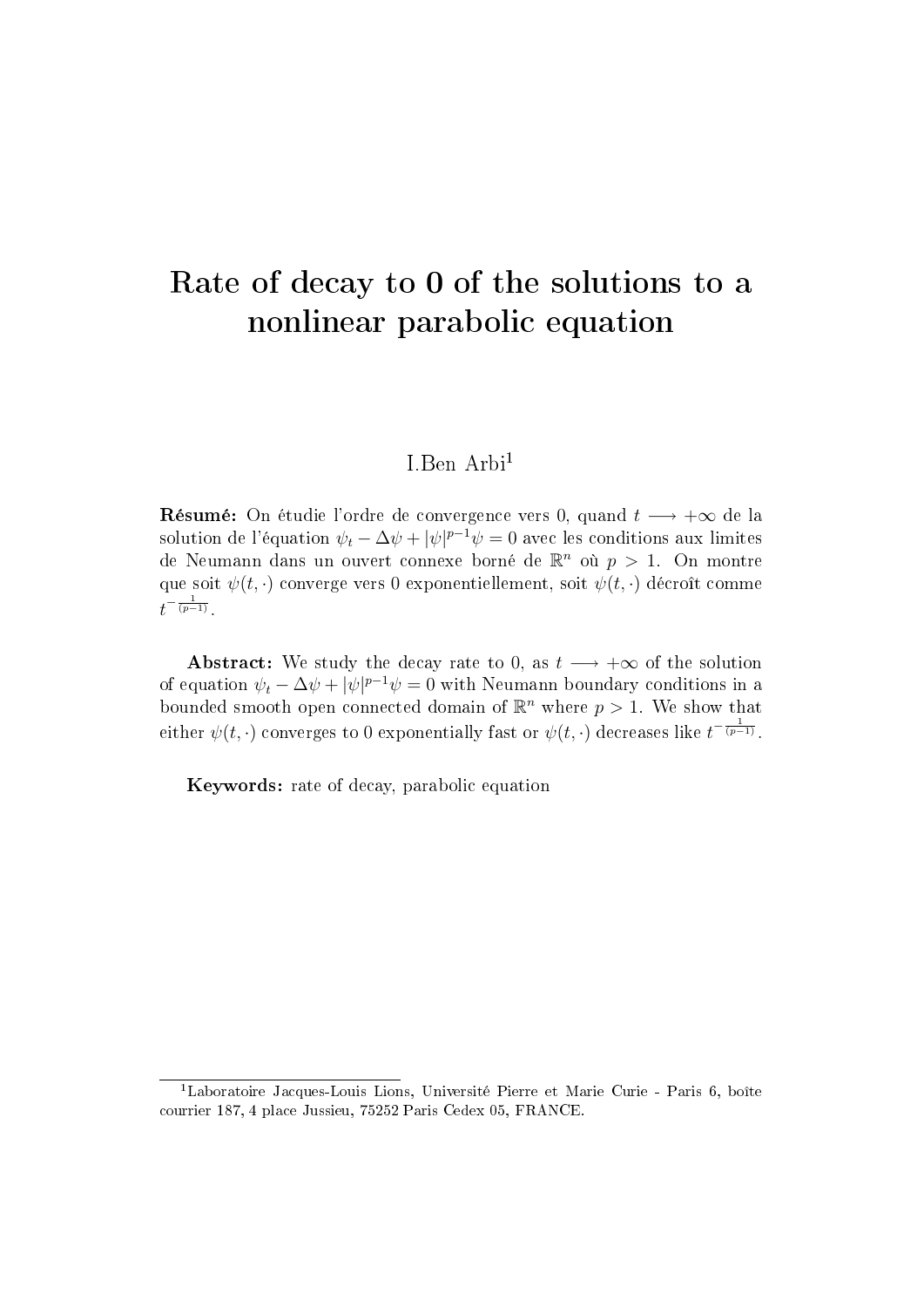# Rate of decay to 0 of the solutions to a nonlinear parabolic equation

I.Ben Arbi[1]

**Résumé:** On étudie l'ordre de convergence vers 0, quand $t \longrightarrow +\infty$ de la solution de l'équation $\psi_t - \Delta\psi + |\psi|^{p-1}\psi = 0$ avec les conditions aux limites de Neumann dans un ouvert connexe borné de $\mathbb{R}^n$ où $p > 1$. On montre que soit $\psi(t,\cdot)$ converge vers 0 exponentiellement, soit $\psi(t,\cdot)$ décroît comme $t^{-\frac{1}{(p-1)}}$.

**Abstract:** We study the decay rate to 0, as $t \longrightarrow +\infty$ of the solution of equation $\psi_t - \Delta\psi + |\psi|^{p-1}\psi = 0$ with Neumann boundary conditions in a bounded smooth open connected domain of $\mathbb{R}^n$ where $p > 1$. We show that either $\psi(t,\cdot)$ converges to 0 exponentially fast or $\psi(t,\cdot)$ decreases like $t^{-\frac{1}{(p-1)}}$.

**Keywords:** rate of decay, parabolic equation

[1] Laboratoire Jacques-Louis Lions, Université Pierre et Marie Curie - Paris 6, boîte courrier 187, 4 place Jussieu, 75252 Paris Cedex 05, FRANCE.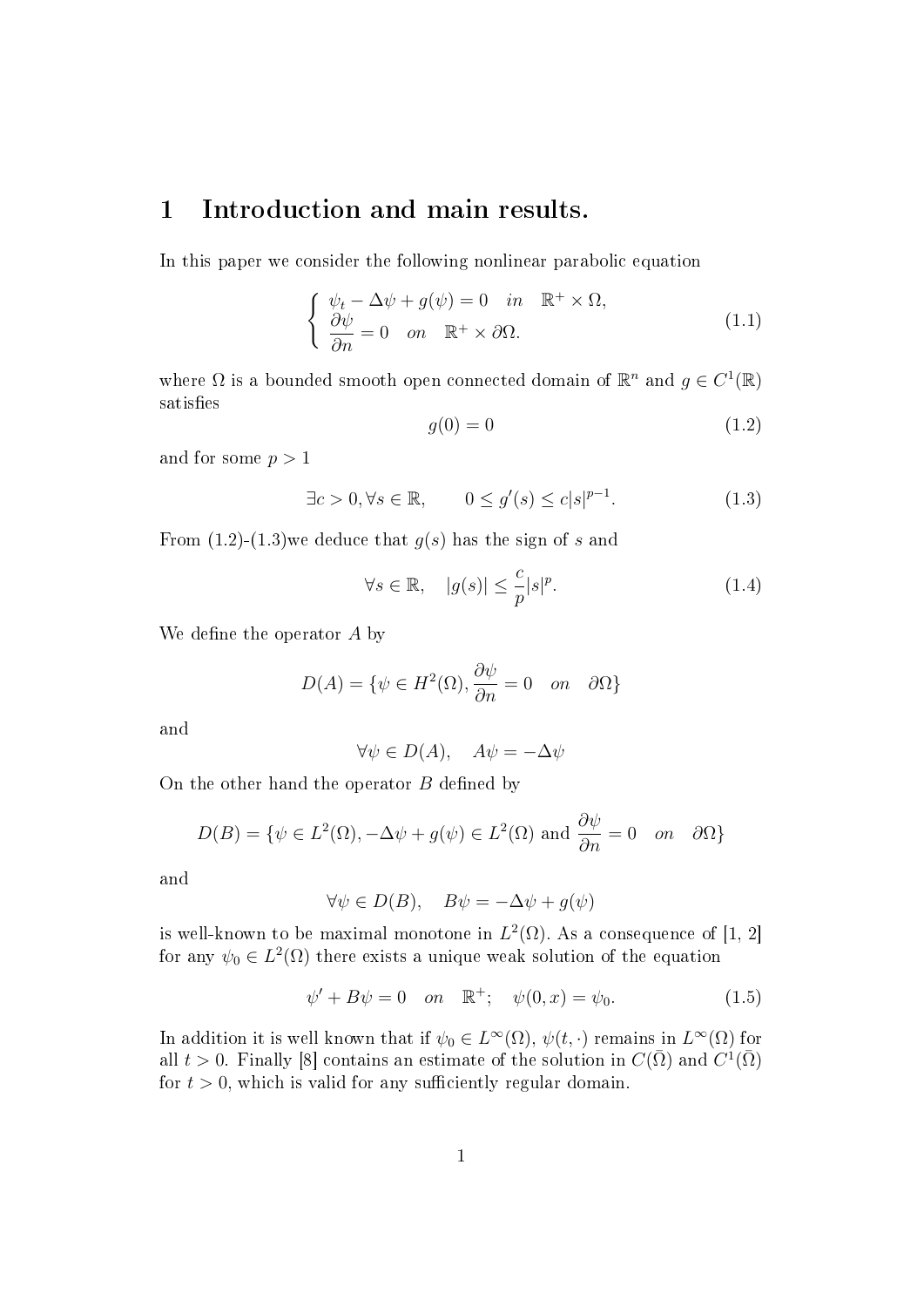# 1 Introduction and main results.

In this paper we consider the following nonlinear parabolic equation

$$\left\{ \begin{array}{l} \psi_t - \Delta\psi + g(\psi) = 0 \quad in \quad \mathbb{R}^+ \times \Omega, \\ \dfrac{\partial \psi}{\partial n} = 0 \quad on \quad \mathbb{R}^+ \times \partial\Omega. \end{array} \right. \tag{1.1}$$

where $\Omega$ is a bounded smooth open connected domain of $\mathbb{R}^n$ and $g \in C^1(\mathbb{R})$ satisfies

$$g(0) = 0 \tag{1.2}$$

and for some $p > 1$

$$\exists c > 0, \forall s \in \mathbb{R}, \qquad 0 \leq g'(s) \leq c|s|^{p-1}. \tag{1.3}$$

From (1.2)-(1.3)we deduce that $g(s)$ has the sign of $s$ and

$$\forall s \in \mathbb{R}, \quad |g(s)| \leq \frac{c}{p}|s|^p. \tag{1.4}$$

We define the operator $A$ by

$$D(A) = \{\psi \in H^2(\Omega), \frac{\partial \psi}{\partial n} = 0 \quad on \quad \partial\Omega\}$$

and

$$\forall \psi \in D(A), \quad A\psi = -\Delta\psi$$

On the other hand the operator $B$ defined by

$$D(B) = \{\psi \in L^2(\Omega), -\Delta\psi + g(\psi) \in L^2(\Omega) \text{ and } \frac{\partial \psi}{\partial n} = 0 \quad on \quad \partial\Omega\}$$

and

$$\forall \psi \in D(B), \quad B\psi = -\Delta\psi + g(\psi)$$

is well-known to be maximal monotone in $L^2(\Omega)$. As a consequence of [1, 2] for any $\psi_0 \in L^2(\Omega)$ there exists a unique weak solution of the equation

$$\psi' + B\psi = 0 \quad on \quad \mathbb{R}^+; \quad \psi(0, x) = \psi_0. \tag{1.5}$$

In addition it is well known that if $\psi_0 \in L^\infty(\Omega)$, $\psi(t, \cdot)$ remains in $L^\infty(\Omega)$ for all $t > 0$. Finally [8] contains an estimate of the solution in $C(\bar{\Omega})$ and $C^1(\bar{\Omega})$ for $t > 0$, which is valid for any sufficiently regular domain.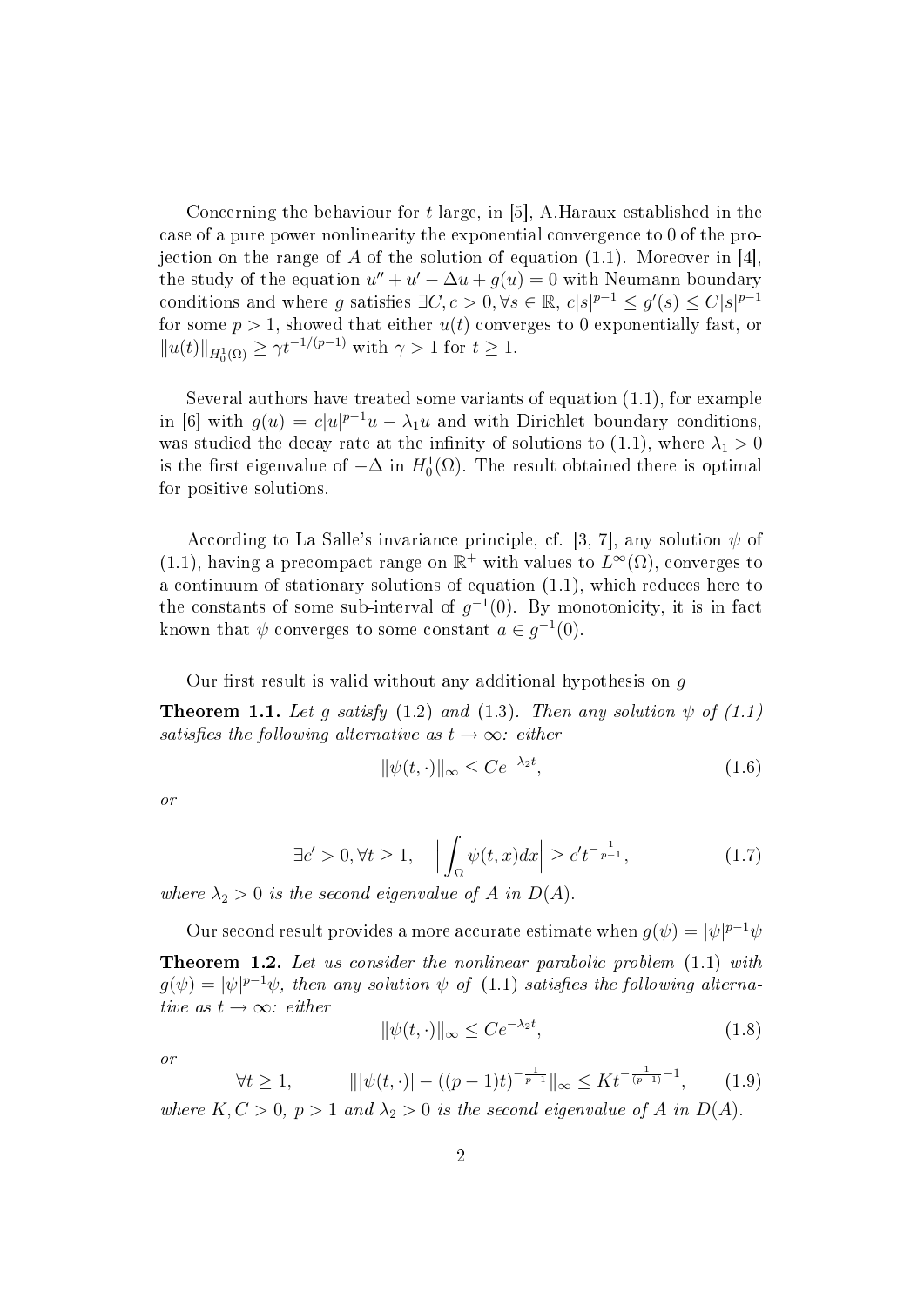Concerning the behaviour for $t$ large, in [5], A.Haraux established in the case of a pure power nonlinearity the exponential convergence to 0 of the projection on the range of $A$ of the solution of equation (1.1). Moreover in [4], the study of the equation $u'' + u' - \Delta u + g(u) = 0$ with Neumann boundary conditions and where $g$ satisfies $\exists C, c > 0, \forall s \in \mathbb{R},\ c|s|^{p-1} \leq g'(s) \leq C|s|^{p-1}$ for some $p > 1$, showed that either $u(t)$ converges to 0 exponentially fast, or $\|u(t)\|_{H_0^1(\Omega)} \geq \gamma t^{-1/(p-1)}$ with $\gamma > 1$ for $t \geq 1$.

Several authors have treated some variants of equation (1.1), for example in [6] with $g(u) = c|u|^{p-1}u - \lambda_1 u$ and with Dirichlet boundary conditions, was studied the decay rate at the infinity of solutions to (1.1), where $\lambda_1 > 0$ is the first eigenvalue of $-\Delta$ in $H_0^1(\Omega)$. The result obtained there is optimal for positive solutions.

According to La Salle's invariance principle, cf. [3, 7], any solution $\psi$ of (1.1), having a precompact range on $\mathbb{R}^+$ with values to $L^\infty(\Omega)$, converges to a continuum of stationary solutions of equation (1.1), which reduces here to the constants of some sub-interval of $g^{-1}(0)$. By monotonicity, it is in fact known that $\psi$ converges to some constant $a \in g^{-1}(0)$.

Our first result is valid without any additional hypothesis on $g$

**Theorem 1.1.** *Let $g$ satisfy (1.2) and (1.3). Then any solution $\psi$ of (1.1) satisfies the following alternative as $t \to \infty$: either*

$$\|\psi(t,\cdot)\|_\infty \leq Ce^{-\lambda_2 t}, \tag{1.6}$$

*or*

$$\exists c' > 0, \forall t \geq 1, \quad \Big|\int_\Omega \psi(t,x)dx\Big| \geq c' t^{-\frac{1}{p-1}}, \tag{1.7}$$

*where $\lambda_2 > 0$ is the second eigenvalue of $A$ in $D(A)$.*

Our second result provides a more accurate estimate when $g(\psi) = |\psi|^{p-1}\psi$

**Theorem 1.2.** *Let us consider the nonlinear parabolic problem (1.1) with $g(\psi) = |\psi|^{p-1}\psi$, then any solution $\psi$ of (1.1) satisfies the following alternative as $t \to \infty$: either*

$$\|\psi(t,\cdot)\|_\infty \leq Ce^{-\lambda_2 t}, \tag{1.8}$$

*or*

$$\forall t \geq 1, \qquad \||\psi(t,\cdot)| - ((p-1)t)^{-\frac{1}{p-1}}\|_\infty \leq Kt^{-\frac{1}{(p-1)}-1}, \tag{1.9}$$

*where $K, C > 0$, $p > 1$ and $\lambda_2 > 0$ is the second eigenvalue of $A$ in $D(A)$.*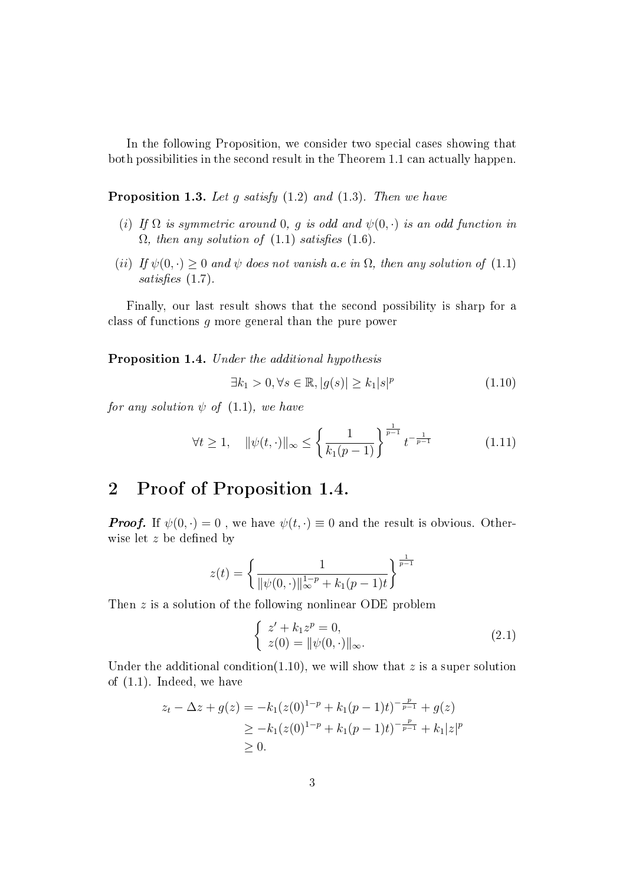In the following Proposition, we consider two special cases showing that both possibilities in the second result in the Theorem 1.1 can actually happen.

**Proposition 1.3.** *Let $g$ satisfy (1.2) and (1.3). Then we have*

*(i) If $\Omega$ is symmetric around 0, $g$ is odd and $\psi(0, \cdot)$ is an odd function in $\Omega$, then any solution of (1.1) satisfies (1.6).*

*(ii) If $\psi(0, \cdot) \geq 0$ and $\psi$ does not vanish a.e in $\Omega$, then any solution of (1.1) satisfies (1.7).*

Finally, our last result shows that the second possibility is sharp for a class of functions $g$ more general than the pure power

**Proposition 1.4.** *Under the additional hypothesis*

$$\exists k_1 > 0, \forall s \in \mathbb{R}, |g(s)| \geq k_1 |s|^p \tag{1.10}$$

*for any solution $\psi$ of (1.1), we have*

$$\forall t \geq 1, \quad \|\psi(t, \cdot)\|_\infty \leq \left\{ \frac{1}{k_1(p-1)} \right\}^{\frac{1}{p-1}} t^{-\frac{1}{p-1}} \tag{1.11}$$

## 2 Proof of Proposition 1.4.

***Proof.*** If $\psi(0, \cdot) = 0$ , we have $\psi(t, \cdot) \equiv 0$ and the result is obvious. Otherwise let $z$ be defined by

$$z(t) = \left\{ \frac{1}{\|\psi(0, \cdot)\|_\infty^{1-p} + k_1(p-1)t} \right\}^{\frac{1}{p-1}}$$

Then $z$ is a solution of the following nonlinear ODE problem

$$\begin{cases} z' + k_1 z^p = 0, \\ z(0) = \|\psi(0, \cdot)\|_\infty. \end{cases} \tag{2.1}$$

Under the additional condition(1.10), we will show that $z$ is a super solution of (1.1). Indeed, we have

$$\begin{aligned} z_t - \Delta z + g(z) &= -k_1(z(0)^{1-p} + k_1(p-1)t)^{-\frac{p}{p-1}} + g(z) \\ &\geq -k_1(z(0)^{1-p} + k_1(p-1)t)^{-\frac{p}{p-1}} + k_1|z|^p \\ &\geq 0. \end{aligned}$$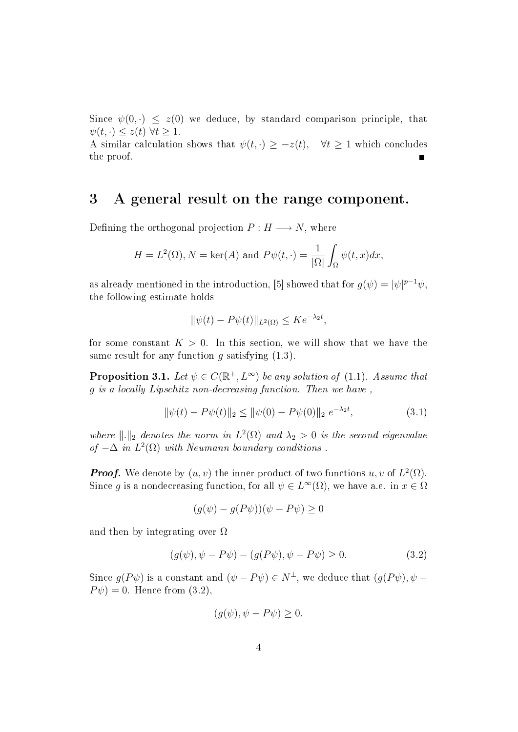Since $\psi(0,\cdot) \leq z(0)$ we deduce, by standard comparison principle, that $\psi(t,\cdot) \leq z(t)$ $\forall t \geq 1$.
A similar calculation shows that $\psi(t,\cdot) \geq -z(t)$, $\quad \forall t \geq 1$ which concludes the proof. ∎

# 3 A general result on the range component.

Defining the orthogonal projection $P : H \longrightarrow N$, where

$$H = L^2(\Omega), N = \ker(A) \text{ and } P\psi(t,\cdot) = \frac{1}{|\Omega|}\int_\Omega \psi(t,x)dx,$$

as already mentioned in the introduction, [5] showed that for $g(\psi) = |\psi|^{p-1}\psi$, the following estimate holds

$$\|\psi(t) - P\psi(t)\|_{L^2(\Omega)} \leq K e^{-\lambda_2 t},$$

for some constant $K > 0$. In this section, we will show that we have the same result for any function $g$ satisfying (1.3).

**Proposition 3.1.** *Let $\psi \in C(\mathbb{R}^+, L^\infty)$ be any solution of* (1.1). *Assume that $g$ is a locally Lipschitz non-decreasing function. Then we have ,*

$$\|\psi(t) - P\psi(t)\|_2 \leq \|\psi(0) - P\psi(0)\|_2 \, e^{-\lambda_2 t}, \tag{3.1}$$

*where $\|.\|_2$ denotes the norm in $L^2(\Omega)$ and $\lambda_2 > 0$ is the second eigenvalue of $-\Delta$ in $L^2(\Omega)$ with Neumann boundary conditions .*

***Proof.*** We denote by $(u, v)$ the inner product of two functions $u, v$ of $L^2(\Omega)$. Since $g$ is a nondecreasing function, for all $\psi \in L^\infty(\Omega)$, we have a.e. in $x \in \Omega$

$$(g(\psi) - g(P\psi))(\psi - P\psi) \geq 0$$

and then by integrating over $\Omega$

$$(g(\psi), \psi - P\psi) - (g(P\psi), \psi - P\psi) \geq 0. \tag{3.2}$$

Since $g(P\psi)$ is a constant and $(\psi - P\psi) \in N^\perp$, we deduce that $(g(P\psi), \psi - P\psi) = 0$. Hence from (3.2),

$$(g(\psi), \psi - P\psi) \geq 0.$$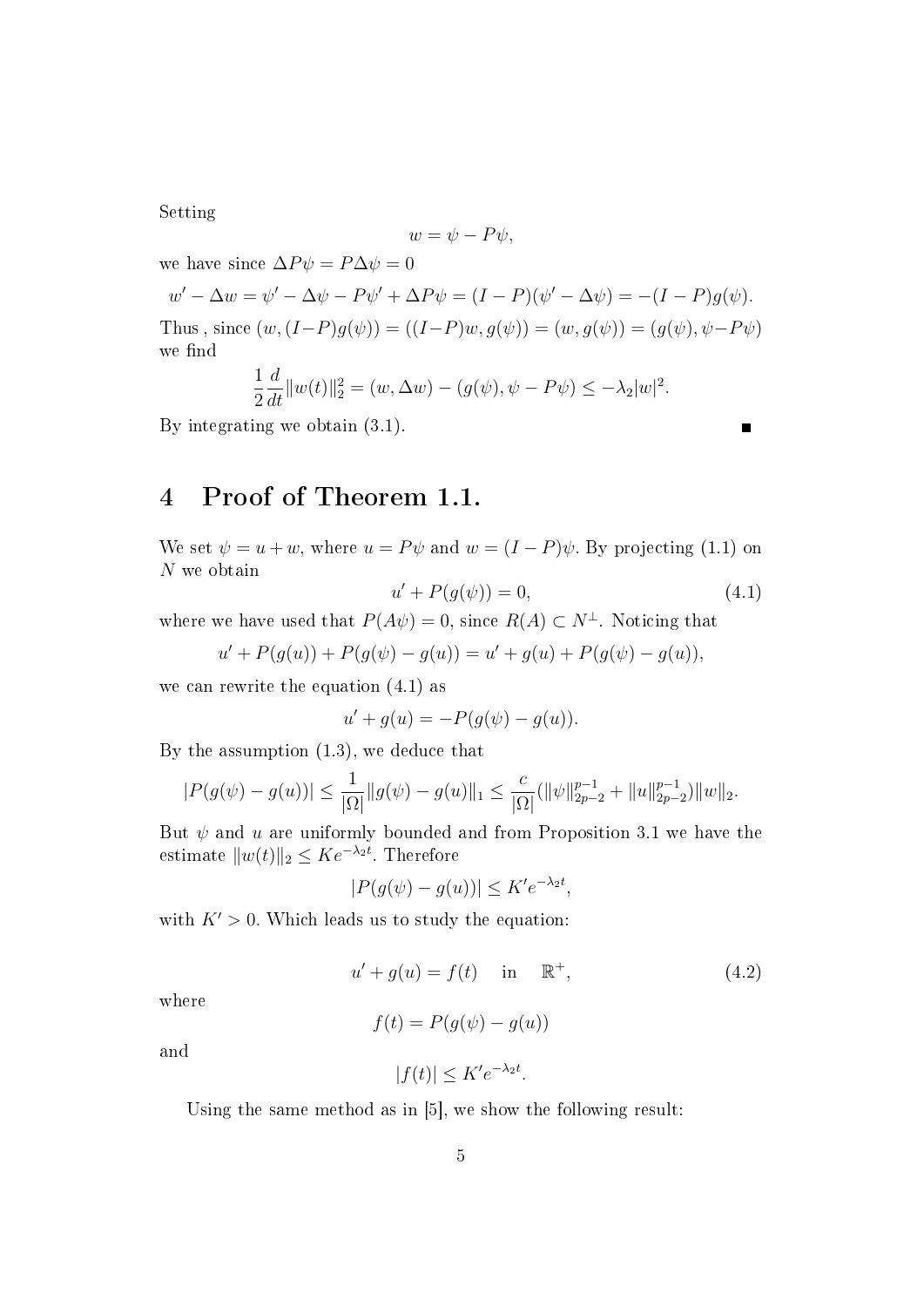Setting

$$w = \psi - P\psi,$$

we have since $\Delta P\psi = P\Delta\psi = 0$

$$w' - \Delta w = \psi' - \Delta\psi - P\psi' + \Delta P\psi = (I-P)(\psi' - \Delta\psi) = -(I-P)g(\psi).$$

Thus , since $(w,(I-P)g(\psi)) = ((I-P)w, g(\psi)) = (w, g(\psi)) = (g(\psi), \psi - P\psi)$ we find

$$\frac{1}{2}\frac{d}{dt}\|w(t)\|_2^2 = (w, \Delta w) - (g(\psi), \psi - P\psi) \le -\lambda_2 |w|^2.$$

By integrating we obtain (3.1). ∎

# 4 Proof of Theorem 1.1.

We set $\psi = u + w$, where $u = P\psi$ and $w = (I-P)\psi$. By projecting (1.1) on $N$ we obtain

$$u' + P(g(\psi)) = 0, \tag{4.1}$$

where we have used that $P(A\psi) = 0$, since $R(A) \subset N^{\perp}$. Noticing that

$$u' + P(g(u)) + P(g(\psi) - g(u)) = u' + g(u) + P(g(\psi) - g(u)),$$

we can rewrite the equation (4.1) as

$$u' + g(u) = -P(g(\psi) - g(u)).$$

By the assumption (1.3), we deduce that

$$|P(g(\psi) - g(u))| \le \frac{1}{|\Omega|}\|g(\psi) - g(u)\|_1 \le \frac{c}{|\Omega|}(\|\psi\|_{2p-2}^{p-1} + \|u\|_{2p-2}^{p-1})\|w\|_2.$$

But $\psi$ and $u$ are uniformly bounded and from Proposition 3.1 we have the estimate $\|w(t)\|_2 \le Ke^{-\lambda_2 t}$. Therefore

$$|P(g(\psi) - g(u))| \le K'e^{-\lambda_2 t},$$

with $K' > 0$. Which leads us to study the equation:

$$u' + g(u) = f(t) \quad \text{in} \quad \mathbb{R}^+, \tag{4.2}$$

where

$$f(t) = P(g(\psi) - g(u))$$

and

$$|f(t)| \le K'e^{-\lambda_2 t}.$$

Using the same method as in [5], we show the following result: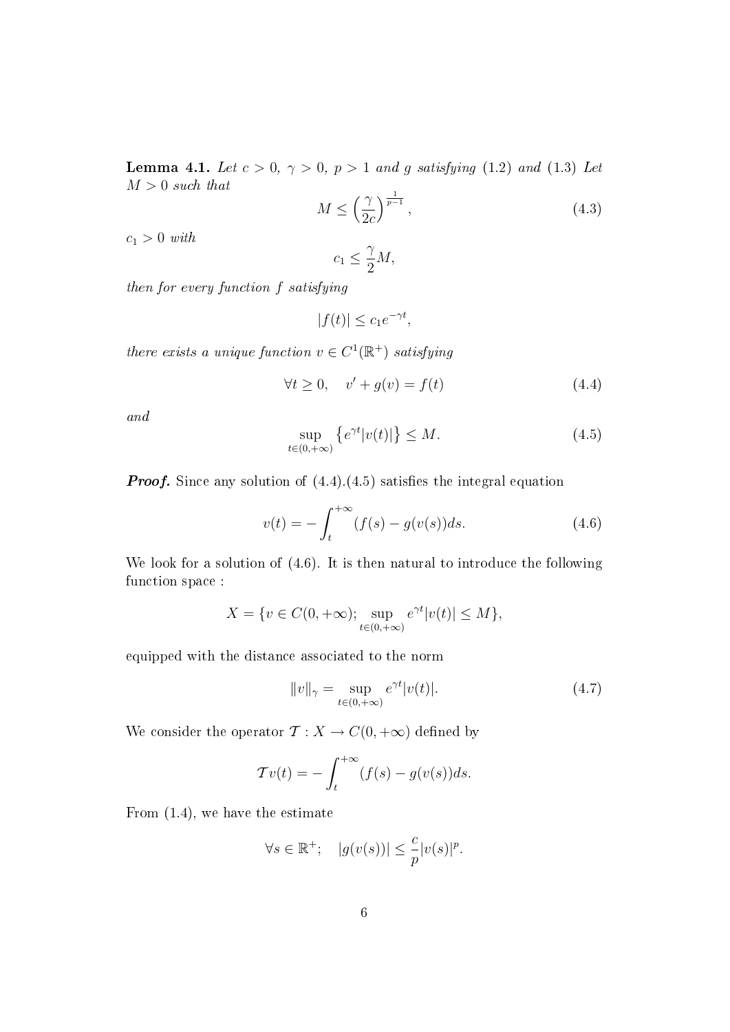**Lemma 4.1.** *Let $c > 0$, $\gamma > 0$, $p > 1$ and $g$ satisfying (1.2) and (1.3) Let $M > 0$ such that*

$$M \leq \left(\frac{\gamma}{2c}\right)^{\frac{1}{p-1}}, \tag{4.3}$$

*$c_1 > 0$ with*

$$c_1 \leq \frac{\gamma}{2}M,$$

*then for every function $f$ satisfying*

$$|f(t)| \leq c_1 e^{-\gamma t},$$

*there exists a unique function $v \in C^1(\mathbb{R}^+)$ satisfying*

$$\forall t \geq 0, \quad v' + g(v) = f(t) \tag{4.4}$$

*and*

$$\sup_{t \in (0,+\infty)} \left\{ e^{\gamma t}|v(t)| \right\} \leq M. \tag{4.5}$$

***Proof.*** Since any solution of (4.4).(4.5) satisfies the integral equation

$$v(t) = -\int_t^{+\infty} (f(s) - g(v(s)))ds. \tag{4.6}$$

We look for a solution of (4.6). It is then natural to introduce the following function space :

$$X = \{v \in C(0,+\infty); \sup_{t \in (0,+\infty)} e^{\gamma t}|v(t)| \leq M\},$$

equipped with the distance associated to the norm

$$\|v\|_\gamma = \sup_{t \in (0,+\infty)} e^{\gamma t}|v(t)|. \tag{4.7}$$

We consider the operator $\mathcal{T} : X \to C(0,+\infty)$ defined by

$$\mathcal{T}v(t) = -\int_t^{+\infty} (f(s) - g(v(s)))ds.$$

From (1.4), we have the estimate

$$\forall s \in \mathbb{R}^+; \quad |g(v(s))| \leq \frac{c}{p}|v(s)|^p.$$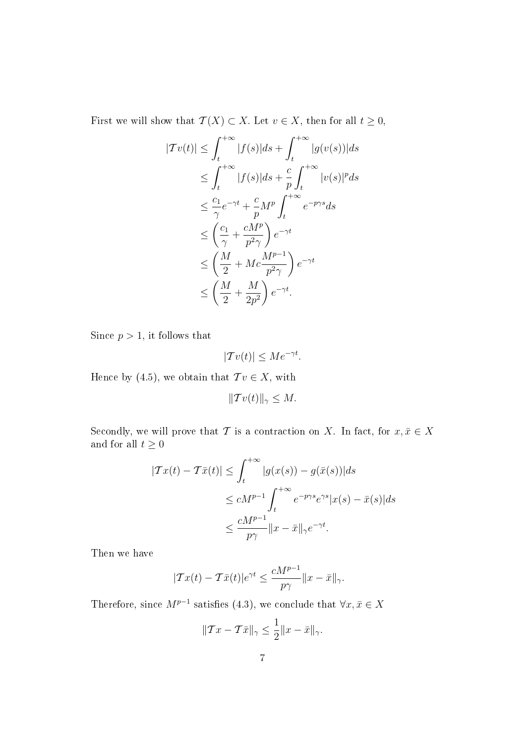First we will show that $\mathcal{T}(X) \subset X$. Let $v \in X$, then for all $t \geq 0$,

$$
\begin{aligned}
|\mathcal{T}v(t)| &\leq \int_t^{+\infty} |f(s)|ds + \int_t^{+\infty} |g(v(s))|ds \\
&\leq \int_t^{+\infty} |f(s)|ds + \frac{c}{p}\int_t^{+\infty} |v(s)|^p ds \\
&\leq \frac{c_1}{\gamma}e^{-\gamma t} + \frac{c}{p}M^p \int_t^{+\infty} e^{-p\gamma s}ds \\
&\leq \left(\frac{c_1}{\gamma} + \frac{cM^p}{p^2\gamma}\right)e^{-\gamma t} \\
&\leq \left(\frac{M}{2} + Mc\frac{M^{p-1}}{p^2\gamma}\right)e^{-\gamma t} \\
&\leq \left(\frac{M}{2} + \frac{M}{2p^2}\right)e^{-\gamma t}.
\end{aligned}
$$

Since $p > 1$, it follows that

$$|\mathcal{T}v(t)| \leq Me^{-\gamma t}.$$

Hence by (4.5), we obtain that $\mathcal{T}v \in X$, with

$$\|\mathcal{T}v(t)\|_\gamma \leq M.$$

Secondly, we will prove that $\mathcal{T}$ is a contraction on $X$. In fact, for $x, \bar{x} \in X$ and for all $t \geq 0$

$$
\begin{aligned}
|\mathcal{T}x(t) - \mathcal{T}\bar{x}(t)| &\leq \int_t^{+\infty} |g(x(s)) - g(\bar{x}(s))|ds \\
&\leq cM^{p-1}\int_t^{+\infty} e^{-p\gamma s}e^{\gamma s}|x(s) - \bar{x}(s)|ds \\
&\leq \frac{cM^{p-1}}{p\gamma}\|x - \bar{x}\|_\gamma e^{-\gamma t}.
\end{aligned}
$$

Then we have

$$|\mathcal{T}x(t) - \mathcal{T}\bar{x}(t)|e^{\gamma t} \leq \frac{cM^{p-1}}{p\gamma}\|x - \bar{x}\|_\gamma.$$

Therefore, since $M^{p-1}$ satisfies (4.3), we conclude that $\forall x, \bar{x} \in X$

$$\|\mathcal{T}x - \mathcal{T}\bar{x}\|_\gamma \leq \frac{1}{2}\|x - \bar{x}\|_\gamma.$$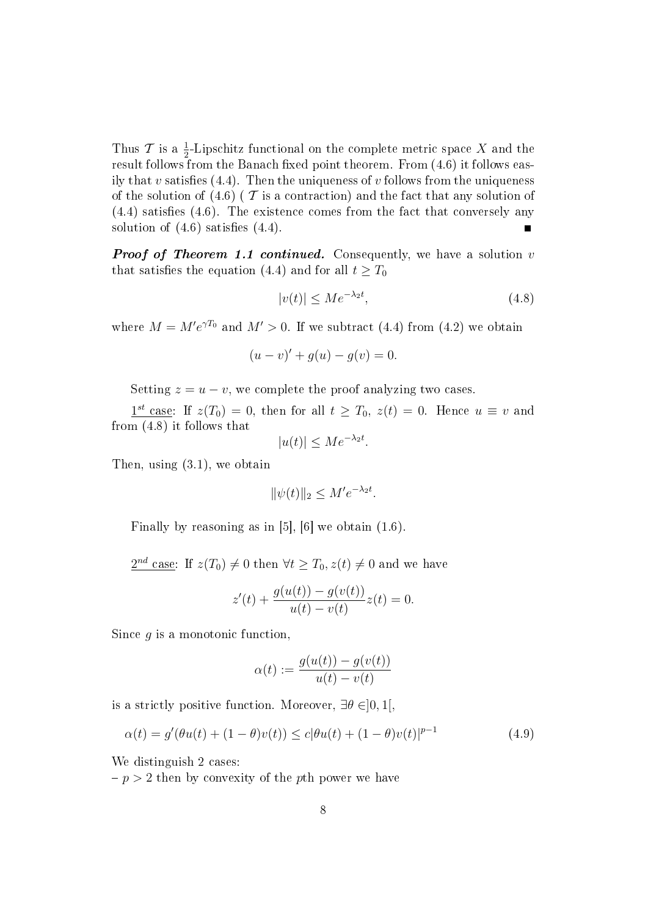Thus $\mathcal{T}$ is a $\frac{1}{2}$-Lipschitz functional on the complete metric space $X$ and the result follows from the Banach fixed point theorem. From (4.6) it follows easily that $v$ satisfies (4.4). Then the uniqueness of $v$ follows from the uniqueness of the solution of (4.6) ( $\mathcal{T}$ is a contraction) and the fact that any solution of (4.4) satisfies (4.6). The existence comes from the fact that conversely any solution of (4.6) satisfies (4.4). ∎

***Proof of Theorem 1.1 continued.*** Consequently, we have a solution $v$ that satisfies the equation (4.4) and for all $t \geq T_0$

$$|v(t)| \leq Me^{-\lambda_2 t}, \tag{4.8}$$

where $M = M'e^{\gamma T_0}$ and $M' > 0$. If we subtract (4.4) from (4.2) we obtain

$$(u - v)' + g(u) - g(v) = 0.$$

Setting $z = u - v$, we complete the proof analyzing two cases.

<u>$1^{st}$ case</u>: If $z(T_0) = 0$, then for all $t \geq T_0$, $z(t) = 0$. Hence $u \equiv v$ and from (4.8) it follows that

$$|u(t)| \leq Me^{-\lambda_2 t}.$$

Then, using (3.1), we obtain

$$\|\psi(t)\|_2 \leq M'e^{-\lambda_2 t}.$$

Finally by reasoning as in [5], [6] we obtain (1.6).

<u>$2^{nd}$ case</u>: If $z(T_0) \neq 0$ then $\forall t \geq T_0, z(t) \neq 0$ and we have

$$z'(t) + \frac{g(u(t)) - g(v(t))}{u(t) - v(t)} z(t) = 0.$$

Since $g$ is a monotonic function,

$$\alpha(t) := \frac{g(u(t)) - g(v(t))}{u(t) - v(t)}$$

is a strictly positive function. Moreover, $\exists \theta \in ]0, 1[$,

$$\alpha(t) = g'(\theta u(t) + (1 - \theta)v(t)) \leq c|\theta u(t) + (1 - \theta)v(t)|^{p-1} \tag{4.9}$$

We distinguish 2 cases:
– $p > 2$ then by convexity of the $p$th power we have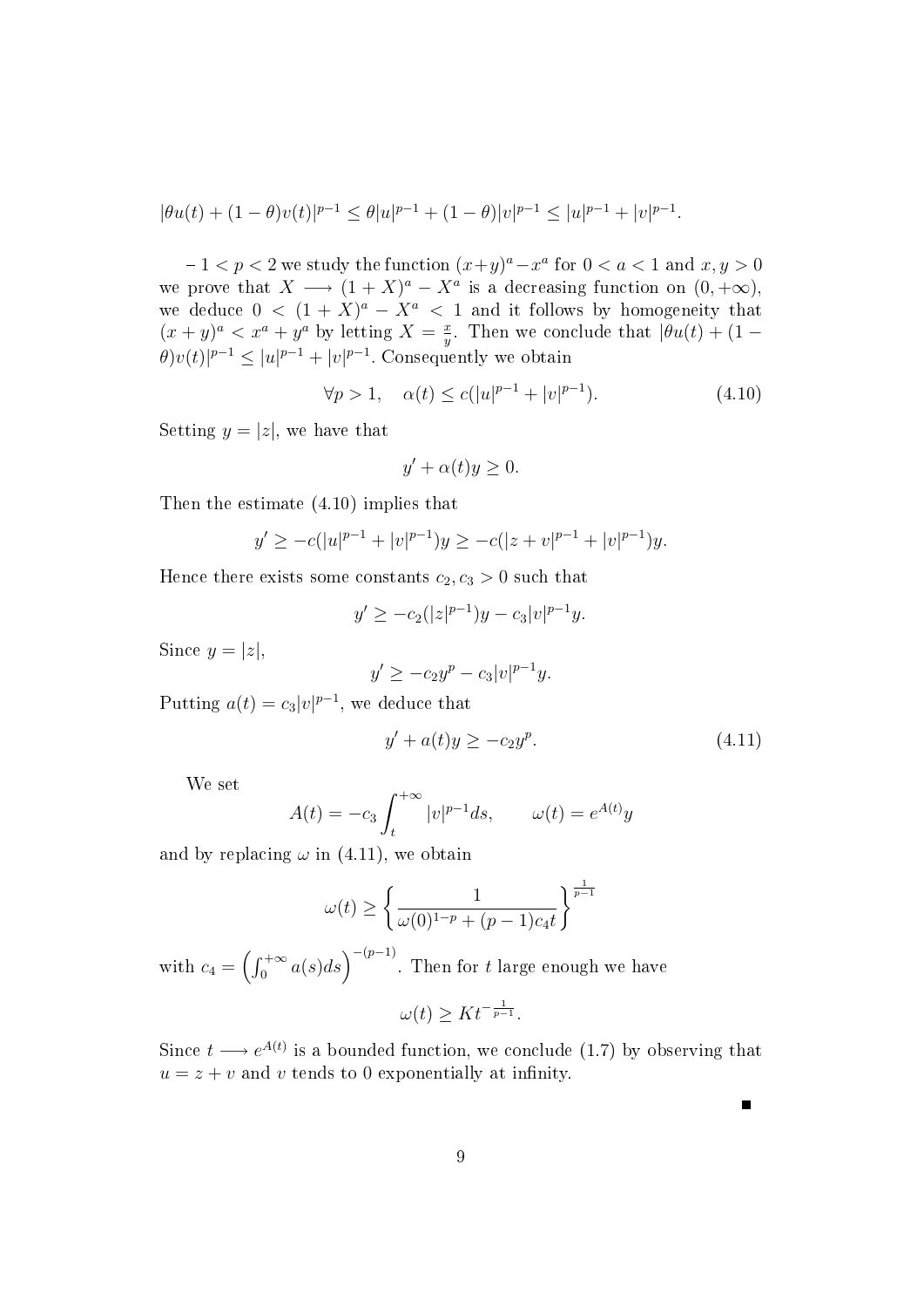$$|\theta u(t) + (1-\theta)v(t)|^{p-1} \leq \theta|u|^{p-1} + (1-\theta)|v|^{p-1} \leq |u|^{p-1} + |v|^{p-1}.$$

– $1 < p < 2$ we study the function $(x+y)^a - x^a$ for $0 < a < 1$ and $x, y > 0$ we prove that $X \longrightarrow (1+X)^a - X^a$ is a decreasing function on $(0, +\infty)$, we deduce $0 < (1+X)^a - X^a < 1$ and it follows by homogeneity that $(x+y)^a < x^a + y^a$ by letting $X = \frac{x}{y}$. Then we conclude that $|\theta u(t) + (1-\theta)v(t)|^{p-1} \leq |u|^{p-1} + |v|^{p-1}$. Consequently we obtain

$$\forall p > 1, \quad \alpha(t) \leq c(|u|^{p-1} + |v|^{p-1}). \tag{4.10}$$

Setting $y = |z|$, we have that

$$y' + \alpha(t)y \geq 0.$$

Then the estimate (4.10) implies that

$$y' \geq -c(|u|^{p-1} + |v|^{p-1})y \geq -c(|z+v|^{p-1} + |v|^{p-1})y.$$

Hence there exists some constants $c_2, c_3 > 0$ such that

$$y' \geq -c_2(|z|^{p-1})y - c_3|v|^{p-1}y.$$

Since $y = |z|$,

$$y' \geq -c_2 y^p - c_3|v|^{p-1}y.$$

Putting $a(t) = c_3|v|^{p-1}$, we deduce that

$$y' + a(t)y \geq -c_2 y^p. \tag{4.11}$$

We set

$$A(t) = -c_3 \int_t^{+\infty} |v|^{p-1} ds, \qquad \omega(t) = e^{A(t)}y$$

and by replacing $\omega$ in (4.11), we obtain

$$\omega(t) \geq \left\{ \frac{1}{\omega(0)^{1-p} + (p-1)c_4 t} \right\}^{\frac{1}{p-1}}$$

with $c_4 = \left(\int_0^{+\infty} a(s)ds\right)^{-(p-1)}$. Then for $t$ large enough we have

$$\omega(t) \geq K t^{-\frac{1}{p-1}}.$$

Since $t \longrightarrow e^{A(t)}$ is a bounded function, we conclude (1.7) by observing that $u = z + v$ and $v$ tends to 0 exponentially at infinity.

■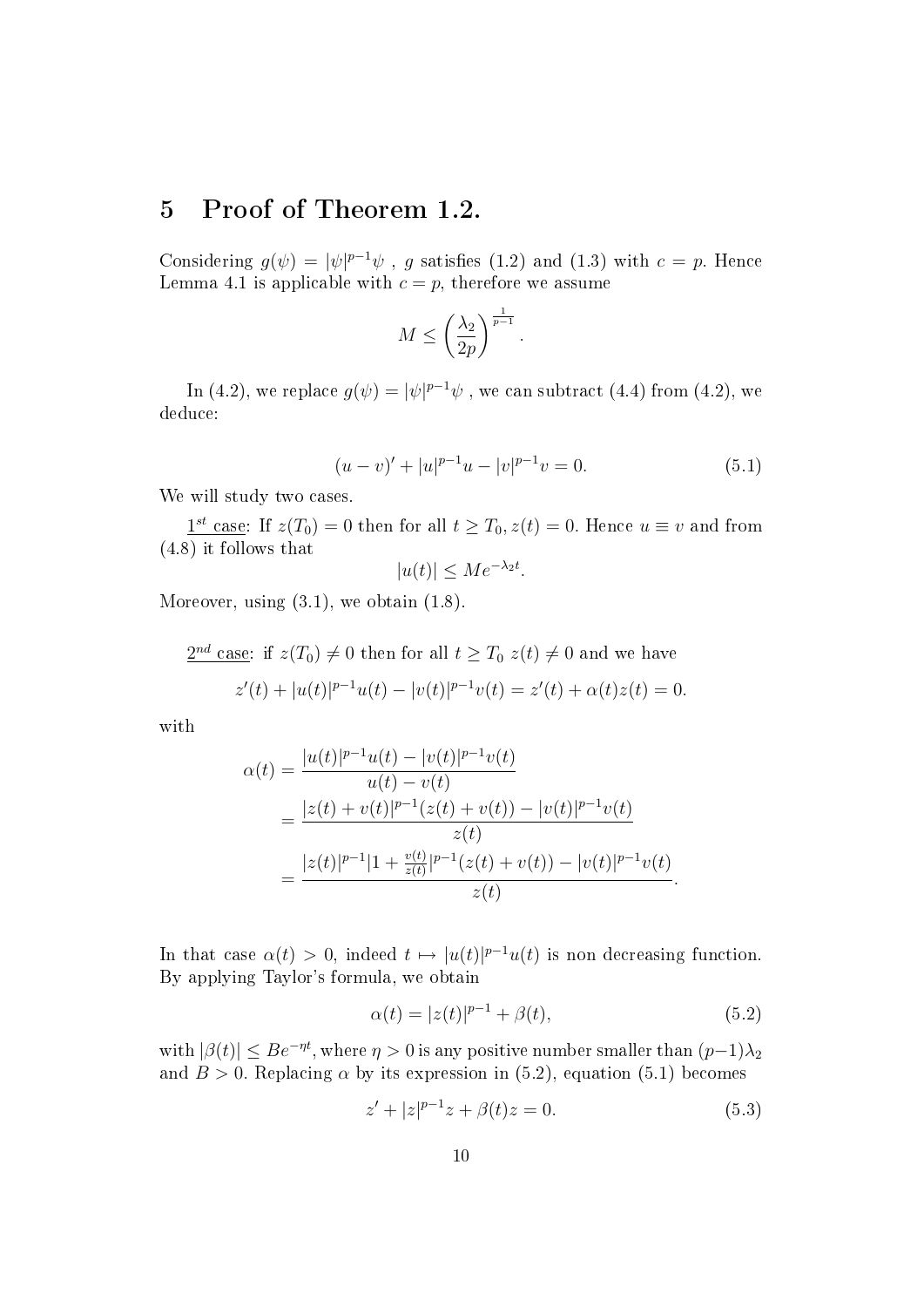# 5 Proof of Theorem 1.2.

Considering $g(\psi) = |\psi|^{p-1}\psi$ , $g$ satisfies (1.2) and (1.3) with $c = p$. Hence Lemma 4.1 is applicable with $c = p$, therefore we assume

$$M \leq \left(\frac{\lambda_2}{2p}\right)^{\frac{1}{p-1}}.$$

In (4.2), we replace $g(\psi) = |\psi|^{p-1}\psi$ , we can subtract (4.4) from (4.2), we deduce:

$$(u - v)' + |u|^{p-1}u - |v|^{p-1}v = 0. \tag{5.1}$$

We will study two cases.

<u>$1^{st}$ case</u>: If $z(T_0) = 0$ then for all $t \geq T_0, z(t) = 0$. Hence $u \equiv v$ and from (4.8) it follows that

$$|u(t)| \leq Me^{-\lambda_2 t}.$$

Moreover, using (3.1), we obtain (1.8).

<u>$2^{nd}$ case</u>: if $z(T_0) \neq 0$ then for all $t \geq T_0$ $z(t) \neq 0$ and we have

$$z'(t) + |u(t)|^{p-1}u(t) - |v(t)|^{p-1}v(t) = z'(t) + \alpha(t)z(t) = 0.$$

with

$$\begin{aligned}
\alpha(t) &= \frac{|u(t)|^{p-1}u(t) - |v(t)|^{p-1}v(t)}{u(t) - v(t)} \\
&= \frac{|z(t) + v(t)|^{p-1}(z(t) + v(t)) - |v(t)|^{p-1}v(t)}{z(t)} \\
&= \frac{|z(t)|^{p-1}|1 + \frac{v(t)}{z(t)}|^{p-1}(z(t) + v(t)) - |v(t)|^{p-1}v(t)}{z(t)}.
\end{aligned}$$

In that case $\alpha(t) > 0$, indeed $t \mapsto |u(t)|^{p-1}u(t)$ is non decreasing function. By applying Taylor's formula, we obtain

$$\alpha(t) = |z(t)|^{p-1} + \beta(t), \tag{5.2}$$

with $|\beta(t)| \leq Be^{-\eta t}$, where $\eta > 0$ is any positive number smaller than $(p-1)\lambda_2$ and $B > 0$. Replacing $\alpha$ by its expression in (5.2), equation (5.1) becomes

$$z' + |z|^{p-1}z + \beta(t)z = 0. \tag{5.3}$$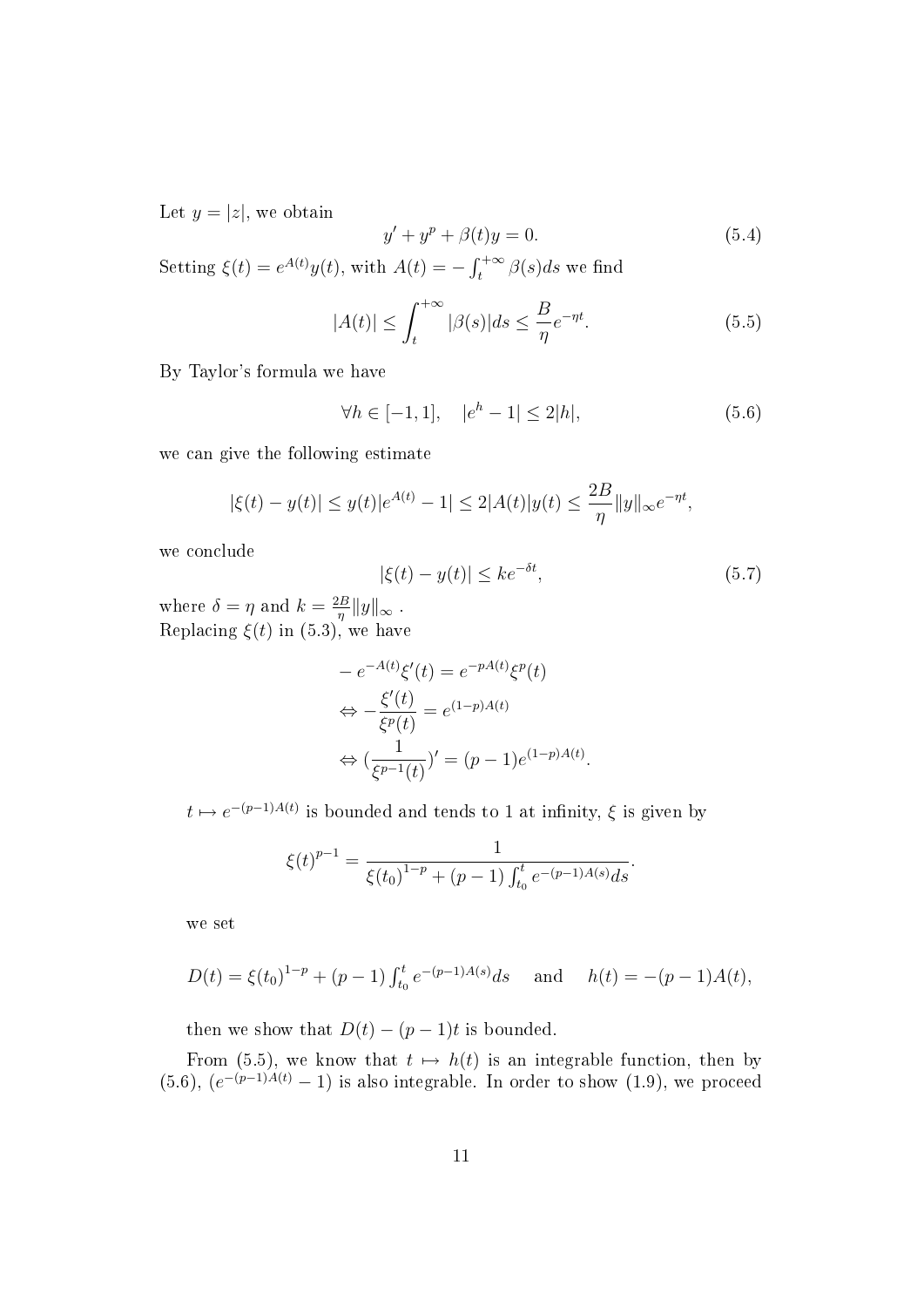Let $y = |z|$, we obtain

$$y' + y^p + \beta(t)y = 0. \tag{5.4}$$

Setting $\xi(t) = e^{A(t)}y(t)$, with $A(t) = -\int_t^{+\infty} \beta(s)ds$ we find

$$|A(t)| \leq \int_t^{+\infty} |\beta(s)|ds \leq \frac{B}{\eta}e^{-\eta t}. \tag{5.5}$$

By Taylor's formula we have

$$\forall h \in [-1, 1], \quad |e^h - 1| \leq 2|h|, \tag{5.6}$$

we can give the following estimate

$$|\xi(t) - y(t)| \leq y(t)|e^{A(t)} - 1| \leq 2|A(t)|y(t) \leq \frac{2B}{\eta}\|y\|_\infty e^{-\eta t},$$

we conclude

$$|\xi(t) - y(t)| \leq ke^{-\delta t}, \tag{5.7}$$

where $\delta = \eta$ and $k = \frac{2B}{\eta}\|y\|_\infty$ .
Replacing $\xi(t)$ in (5.3), we have

$$\begin{aligned}
& -e^{-A(t)}\xi'(t) = e^{-pA(t)}\xi^p(t) \\
& \Leftrightarrow -\frac{\xi'(t)}{\xi^p(t)} = e^{(1-p)A(t)} \\
& \Leftrightarrow (\frac{1}{\xi^{p-1}(t)})' = (p-1)e^{(1-p)A(t)}.
\end{aligned}$$

$t \mapsto e^{-(p-1)A(t)}$ is bounded and tends to 1 at infinity, $\xi$ is given by

$$\xi(t)^{p-1} = \frac{1}{\xi(t_0)^{1-p} + (p-1)\int_{t_0}^t e^{-(p-1)A(s)}ds}.$$

we set

$$D(t) = \xi(t_0)^{1-p} + (p-1)\int_{t_0}^t e^{-(p-1)A(s)}ds \quad \text{and} \quad h(t) = -(p-1)A(t),$$

then we show that $D(t) - (p-1)t$ is bounded.

From (5.5), we know that $t \mapsto h(t)$ is an integrable function, then by (5.6), $(e^{-(p-1)A(t)} - 1)$ is also integrable. In order to show (1.9), we proceed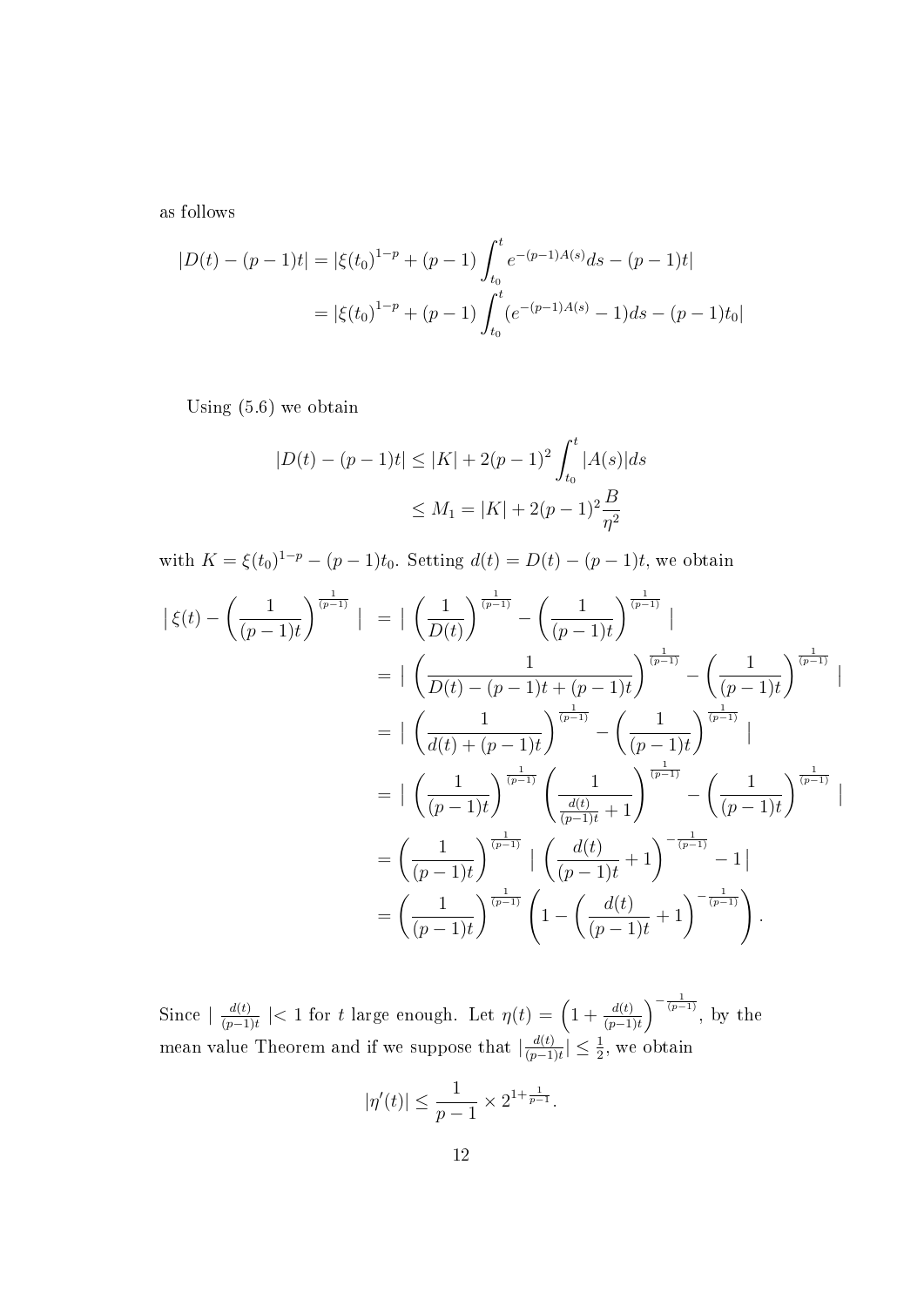as follows

$$
\begin{aligned}
|D(t)-(p-1)t| &= |\xi(t_0)^{1-p}+(p-1)\int_{t_0}^{t} e^{-(p-1)A(s)}ds-(p-1)t| \\
&= |\xi(t_0)^{1-p}+(p-1)\int_{t_0}^{t} (e^{-(p-1)A(s)}-1)ds-(p-1)t_0|
\end{aligned}
$$

Using (5.6) we obtain

$$
\begin{aligned}
|D(t)-(p-1)t| &\leq |K| + 2(p-1)^2\int_{t_0}^{t}|A(s)|ds \\
&\leq M_1 = |K| + 2(p-1)^2\frac{B}{\eta^2}
\end{aligned}
$$

with $K=\xi(t_0)^{1-p}-(p-1)t_0$. Setting $d(t)=D(t)-(p-1)t$, we obtain

$$
\begin{aligned}
\left|\,\xi(t)-\left(\frac{1}{(p-1)t}\right)^{\frac{1}{(p-1)}}\right| &= \left|\left(\frac{1}{D(t)}\right)^{\frac{1}{(p-1)}}-\left(\frac{1}{(p-1)t}\right)^{\frac{1}{(p-1)}}\right| \\
&= \left|\left(\frac{1}{D(t)-(p-1)t+(p-1)t}\right)^{\frac{1}{(p-1)}}-\left(\frac{1}{(p-1)t}\right)^{\frac{1}{(p-1)}}\right| \\
&= \left|\left(\frac{1}{d(t)+(p-1)t}\right)^{\frac{1}{(p-1)}}-\left(\frac{1}{(p-1)t}\right)^{\frac{1}{(p-1)}}\right| \\
&= \left|\left(\frac{1}{(p-1)t}\right)^{\frac{1}{(p-1)}}\left(\frac{1}{\frac{d(t)}{(p-1)t}+1}\right)^{\frac{1}{(p-1)}}-\left(\frac{1}{(p-1)t}\right)^{\frac{1}{(p-1)}}\right| \\
&= \left(\frac{1}{(p-1)t}\right)^{\frac{1}{(p-1)}}\left|\left(\frac{d(t)}{(p-1)t}+1\right)^{-\frac{1}{(p-1)}}-1\right| \\
&= \left(\frac{1}{(p-1)t}\right)^{\frac{1}{(p-1)}}\left(1-\left(\frac{d(t)}{(p-1)t}+1\right)^{-\frac{1}{(p-1)}}\right).
\end{aligned}
$$

Since $\left|\frac{d(t)}{(p-1)t}\right|<1$ for $t$ large enough. Let $\eta(t)=\left(1+\frac{d(t)}{(p-1)t}\right)^{-\frac{1}{(p-1)}}$, by the mean value Theorem and if we suppose that $\left|\frac{d(t)}{(p-1)t}\right|\leq\frac{1}{2}$, we obtain

$$
|\eta'(t)|\leq\frac{1}{p-1}\times 2^{1+\frac{1}{p-1}}.
$$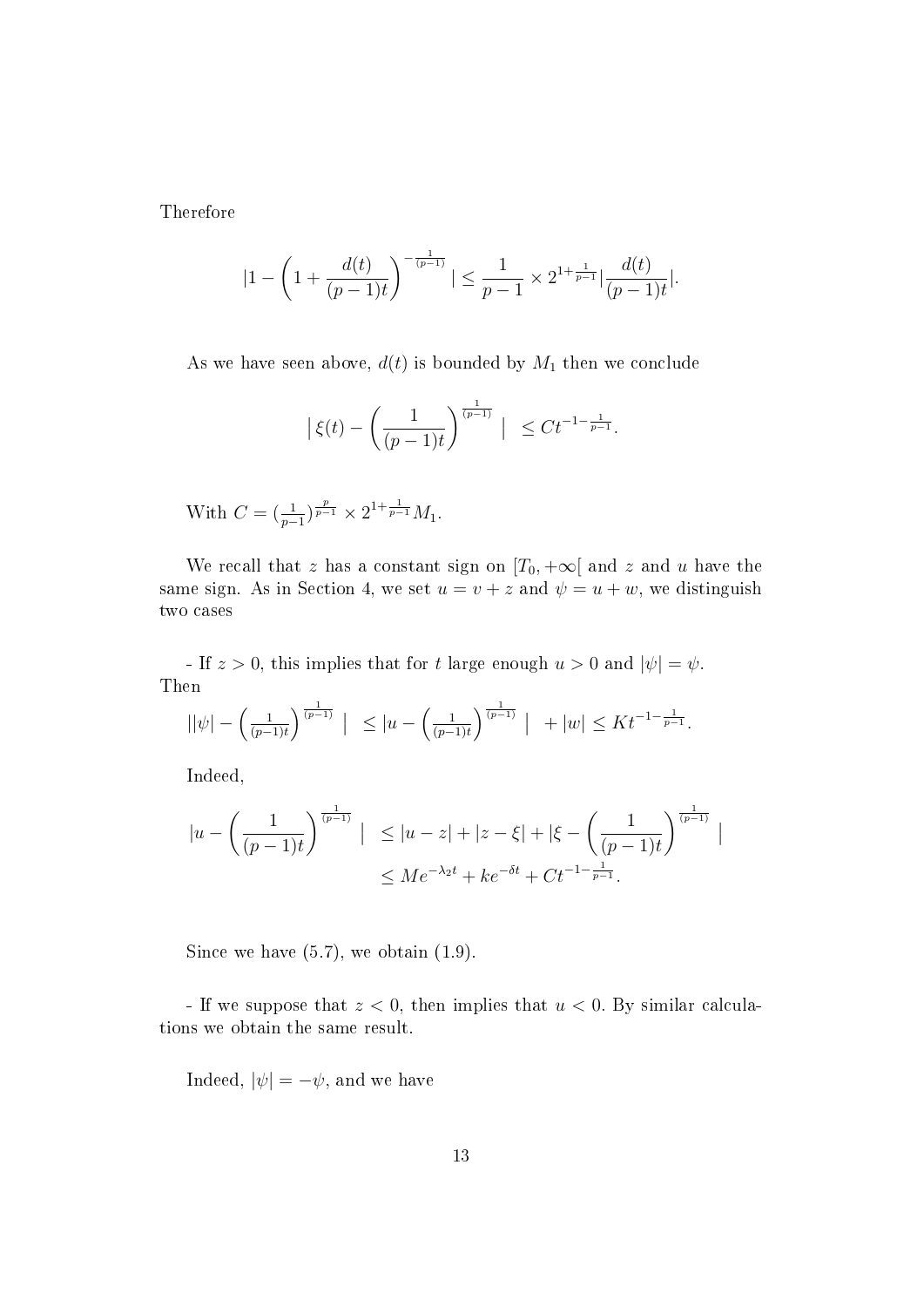Therefore

$$|1-\left(1+\frac{d(t)}{(p-1)t}\right)^{-\frac{1}{(p-1)}}| \leq \frac{1}{p-1}\times 2^{1+\frac{1}{p-1}}|\frac{d(t)}{(p-1)t}|.$$

As we have seen above, $d(t)$ is bounded by $M_1$ then we conclude

$$|\,\xi(t)-\left(\frac{1}{(p-1)t}\right)^{\frac{1}{(p-1)}}\ | \ \leq Ct^{-1-\frac{1}{p-1}}.$$

With $C=(\frac{1}{p-1})^{\frac{p}{p-1}}\times 2^{1+\frac{1}{p-1}}M_1$.

We recall that $z$ has a constant sign on $[T_0,+\infty[$ and $z$ and $u$ have the same sign. As in Section 4, we set $u=v+z$ and $\psi=u+w$, we distinguish two cases

- If $z>0$, this implies that for $t$ large enough $u>0$ and $|\psi|=\psi$. Then

$$||\psi|-\left(\frac{1}{(p-1)t}\right)^{\frac{1}{(p-1)}}\ | \ \leq |u-\left(\frac{1}{(p-1)t}\right)^{\frac{1}{(p-1)}}\ | \ +|w|\leq Kt^{-1-\frac{1}{p-1}}.$$

Indeed,

$$\begin{aligned}|u-\left(\frac{1}{(p-1)t}\right)^{\frac{1}{(p-1)}}\ | \ &\leq |u-z|+|z-\xi|+|\xi-\left(\frac{1}{(p-1)t}\right)^{\frac{1}{(p-1)}}\ |\\ &\leq Me^{-\lambda_2 t}+ke^{-\delta t}+Ct^{-1-\frac{1}{p-1}}.\end{aligned}$$

Since we have (5.7), we obtain (1.9).

- If we suppose that $z<0$, then implies that $u<0$. By similar calculations we obtain the same result.

Indeed, $|\psi|=-\psi$, and we have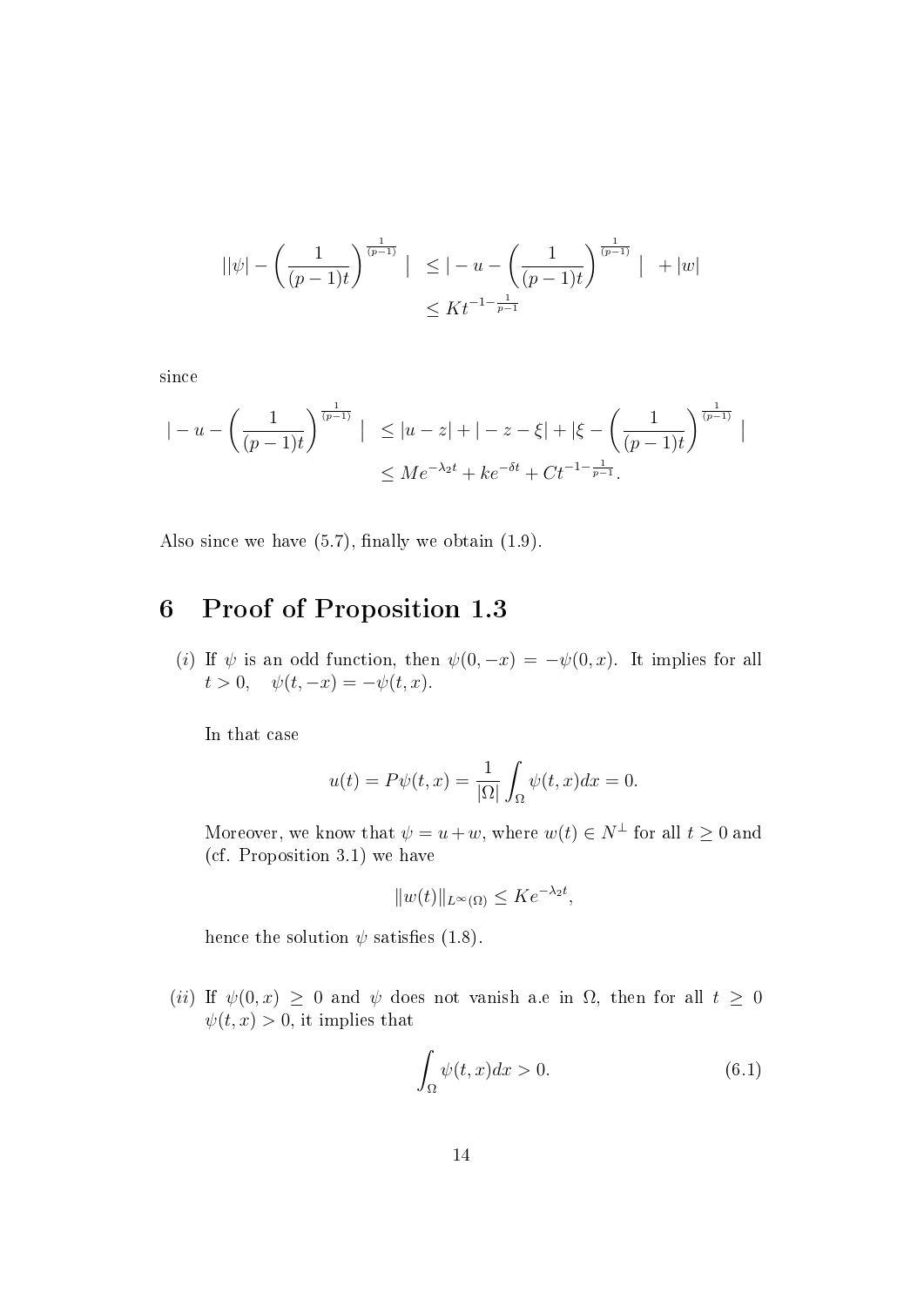$$
\begin{aligned}
\left| |\psi| - \left(\frac{1}{(p-1)t}\right)^{\frac{1}{(p-1)}} \right| &\leq \left| -u - \left(\frac{1}{(p-1)t}\right)^{\frac{1}{(p-1)}} \right| + |w| \\
&\leq K t^{-1-\frac{1}{p-1}}
\end{aligned}
$$

since

$$
\begin{aligned}
\left| -u - \left(\frac{1}{(p-1)t}\right)^{\frac{1}{(p-1)}} \right| &\leq |u - z| + |-z - \xi| + \left|\xi - \left(\frac{1}{(p-1)t}\right)^{\frac{1}{(p-1)}} \right| \\
&\leq M e^{-\lambda_2 t} + k e^{-\delta t} + C t^{-1-\frac{1}{p-1}}.
\end{aligned}
$$

Also since we have (5.7), finally we obtain (1.9).

## 6 Proof of Proposition 1.3

$(i)$ If $\psi$ is an odd function, then $\psi(0,-x) = -\psi(0,x)$. It implies for all $t > 0$, $\quad \psi(t,-x) = -\psi(t,x)$.

In that case

$$
u(t) = P\psi(t,x) = \frac{1}{|\Omega|} \int_\Omega \psi(t,x)dx = 0.
$$

Moreover, we know that $\psi = u + w$, where $w(t) \in N^\perp$ for all $t \geq 0$ and (cf. Proposition 3.1) we have

$$
\|w(t)\|_{L^\infty(\Omega)} \leq K e^{-\lambda_2 t},
$$

hence the solution $\psi$ satisfies (1.8).

$(ii)$ If $\psi(0,x) \geq 0$ and $\psi$ does not vanish a.e in $\Omega$, then for all $t \geq 0$ $\psi(t,x) > 0$, it implies that

$$
\int_\Omega \psi(t,x)dx > 0. \tag{6.1}
$$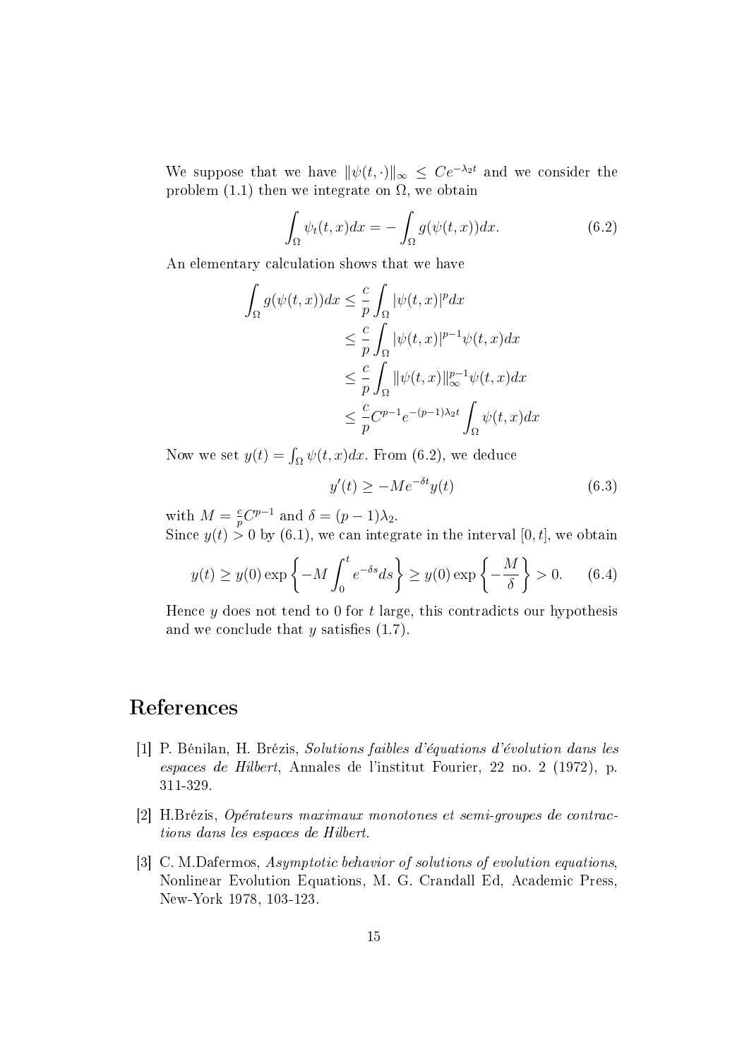We suppose that we have $\|\psi(t,\cdot)\|_\infty \le Ce^{-\lambda_2 t}$ and we consider the problem (1.1) then we integrate on $\Omega$, we obtain

$$\int_\Omega \psi_t(t,x)dx = -\int_\Omega g(\psi(t,x))dx. \tag{6.2}$$

An elementary calculation shows that we have

$$\begin{aligned}
\int_\Omega g(\psi(t,x))dx &\le \frac{c}{p}\int_\Omega |\psi(t,x)|^p dx \\
&\le \frac{c}{p}\int_\Omega |\psi(t,x)|^{p-1}\psi(t,x)dx \\
&\le \frac{c}{p}\int_\Omega \|\psi(t,x)\|_\infty^{p-1}\psi(t,x)dx \\
&\le \frac{c}{p}C^{p-1}e^{-(p-1)\lambda_2 t}\int_\Omega \psi(t,x)dx
\end{aligned}$$

Now we set $y(t) = \int_\Omega \psi(t,x)dx$. From (6.2), we deduce

$$y'(t) \ge -Me^{-\delta t}y(t) \tag{6.3}$$

with $M = \frac{c}{p}C^{p-1}$ and $\delta = (p-1)\lambda_2$.
Since $y(t) > 0$ by (6.1), we can integrate in the interval $[0,t]$, we obtain

$$y(t) \ge y(0)\exp\left\{-M\int_0^t e^{-\delta s}ds\right\} \ge y(0)\exp\left\{-\frac{M}{\delta}\right\} > 0. \tag{6.4}$$

Hence $y$ does not tend to 0 for $t$ large, this contradicts our hypothesis and we conclude that $y$ satisfies (1.7).

# References

[1] P. Bénilan, H. Brézis, *Solutions faibles d'équations d'évolution dans les espaces de Hilbert*, Annales de l'institut Fourier, 22 no. 2 (1972), p. 311-329.

[2] H.Brézis, *Opérateurs maximaux monotones et semi-groupes de contractions dans les espaces de Hilbert*.

[3] C. M.Dafermos, *Asymptotic behavior of solutions of evolution equations*, Nonlinear Evolution Equations, M. G. Crandall Ed, Academic Press, New-York 1978, 103-123.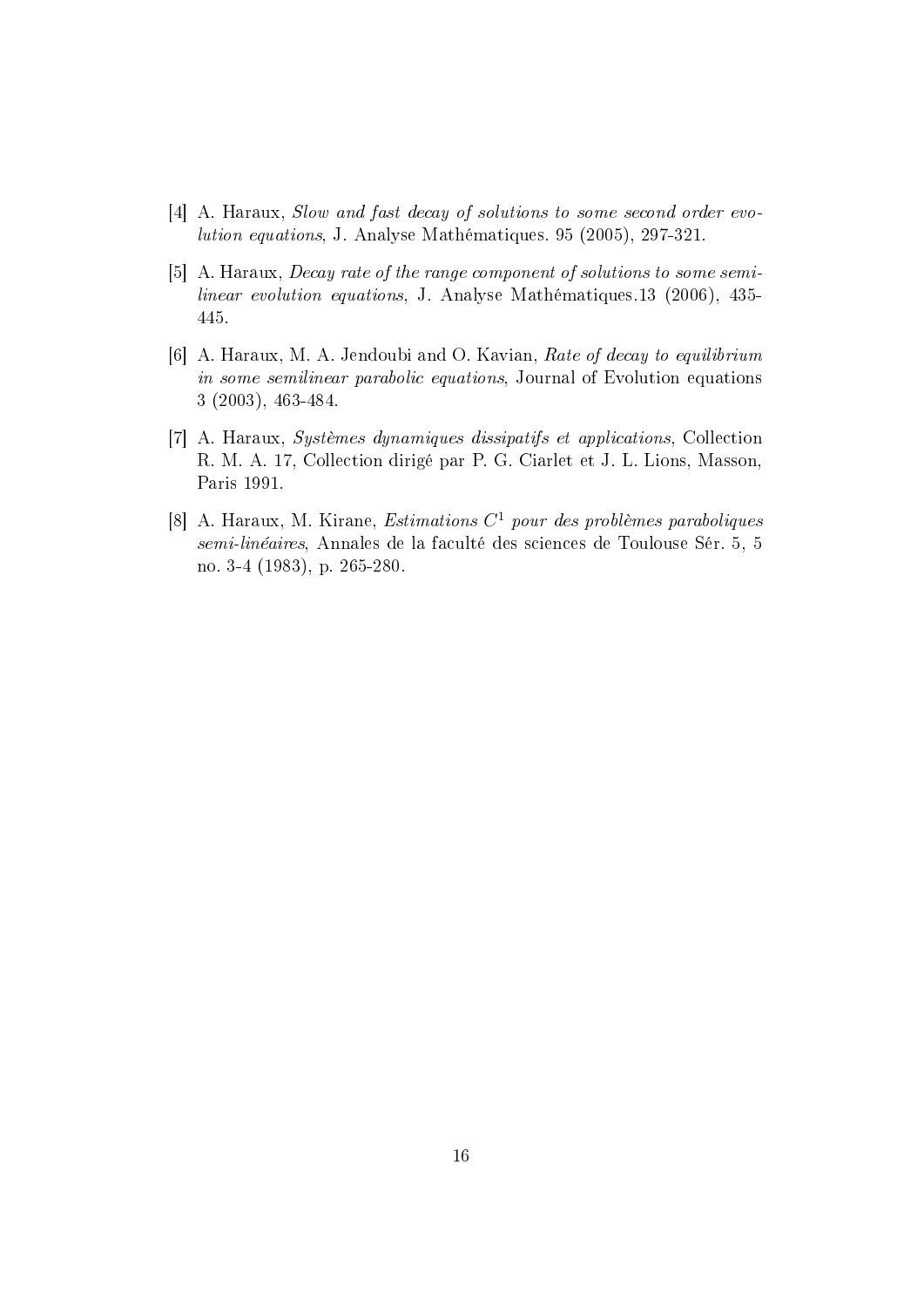[4] A. Haraux, *Slow and fast decay of solutions to some second order evolution equations*, J. Analyse Mathématiques. 95 (2005), 297-321.

[5] A. Haraux, *Decay rate of the range component of solutions to some semilinear evolution equations*, J. Analyse Mathématiques.13 (2006), 435-445.

[6] A. Haraux, M. A. Jendoubi and O. Kavian, *Rate of decay to equilibrium in some semilinear parabolic equations*, Journal of Evolution equations 3 (2003), 463-484.

[7] A. Haraux, *Systèmes dynamiques dissipatifs et applications*, Collection R. M. A. 17, Collection dirigé par P. G. Ciarlet et J. L. Lions, Masson, Paris 1991.

[8] A. Haraux, M. Kirane, *Estimations $C^1$ pour des problèmes paraboliques semi-linéaires*, Annales de la faculté des sciences de Toulouse Sér. 5, 5 no. 3-4 (1983), p. 265-280.